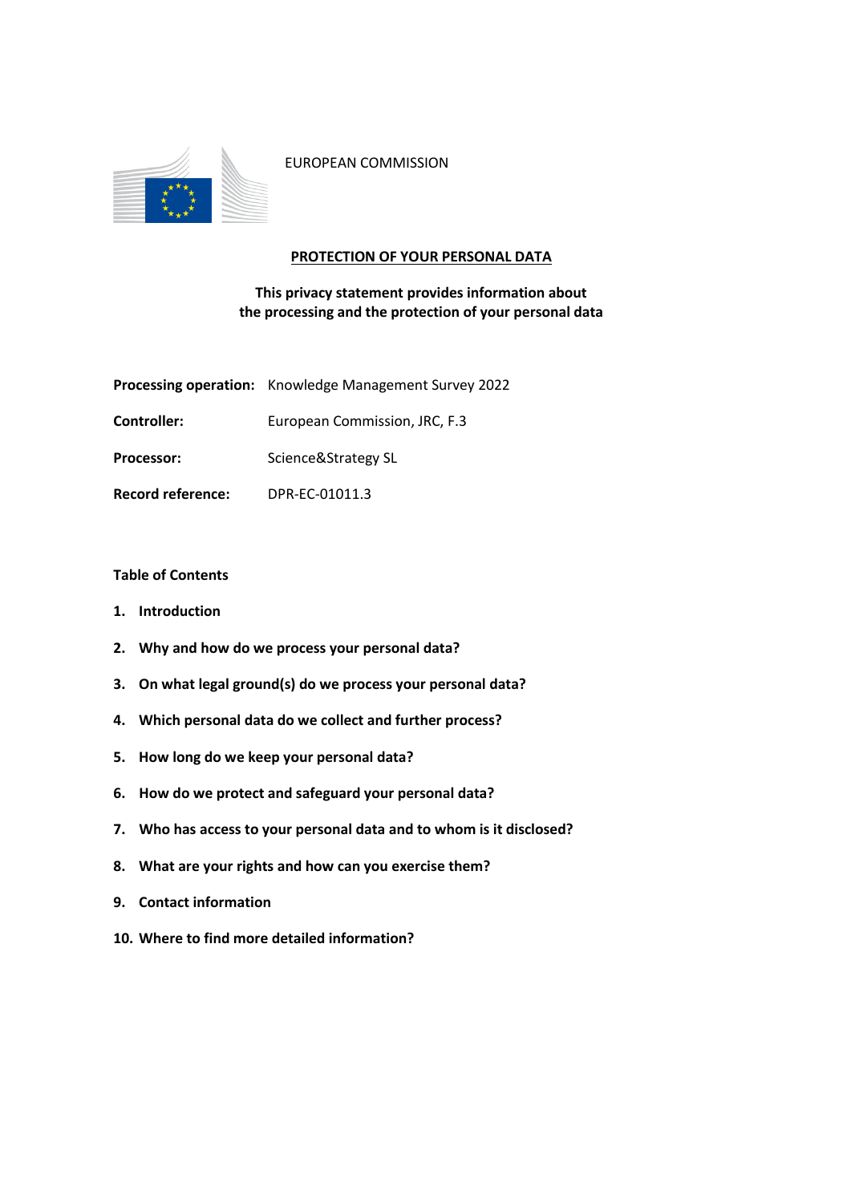EUROPEAN COMMISSION

# PROTECTION OF YOUR PERSONAL DATA

**This privacy statement provides information about the processing and the protection of your personal data**

**Processing operation:** Knowledge Management Survey 2022

**Controller:** European Commission, JRC, F.3

**Processor:** Science&Strategy SL

**Record reference:** DPR-EC-01011.3

**Table of Contents**

1. **Introduction**
2. **Why and how do we process your personal data?**
3. **On what legal ground(s) do we process your personal data?**
4. **Which personal data do we collect and further process?**
5. **How long do we keep your personal data?**
6. **How do we protect and safeguard your personal data?**
7. **Who has access to your personal data and to whom is it disclosed?**
8. **What are your rights and how can you exercise them?**
9. **Contact information**
10. **Where to find more detailed information?**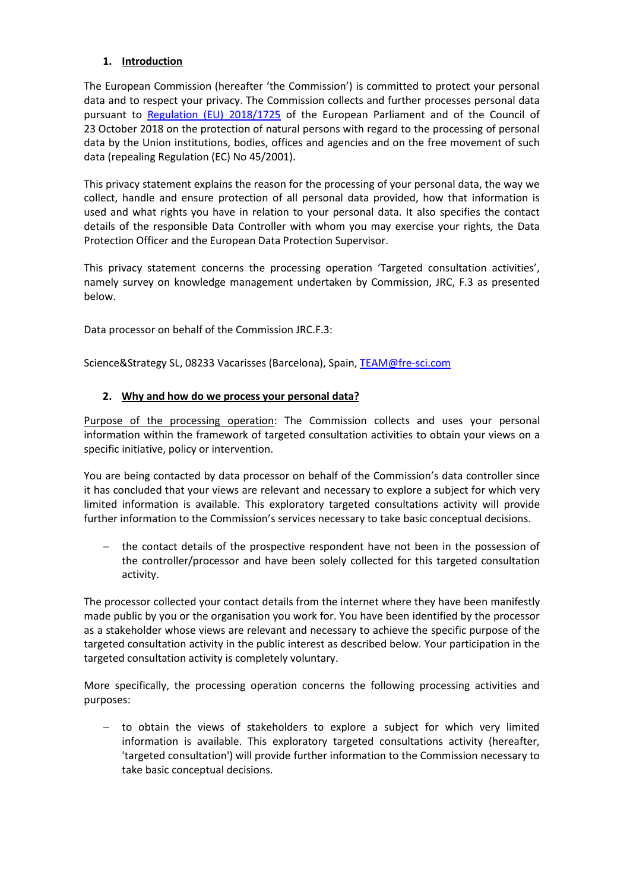## 1. Introduction

The European Commission (hereafter 'the Commission') is committed to protect your personal data and to respect your privacy. The Commission collects and further processes personal data pursuant to Regulation (EU) 2018/1725 of the European Parliament and of the Council of 23 October 2018 on the protection of natural persons with regard to the processing of personal data by the Union institutions, bodies, offices and agencies and on the free movement of such data (repealing Regulation (EC) No 45/2001).

This privacy statement explains the reason for the processing of your personal data, the way we collect, handle and ensure protection of all personal data provided, how that information is used and what rights you have in relation to your personal data. It also specifies the contact details of the responsible Data Controller with whom you may exercise your rights, the Data Protection Officer and the European Data Protection Supervisor.

This privacy statement concerns the processing operation 'Targeted consultation activities', namely survey on knowledge management undertaken by Commission, JRC, F.3 as presented below.

Data processor on behalf of the Commission JRC.F.3:

Science&Strategy SL, 08233 Vacarisses (Barcelona), Spain, TEAM@fre-sci.com

## 2. Why and how do we process your personal data?

Purpose of the processing operation: The Commission collects and uses your personal information within the framework of targeted consultation activities to obtain your views on a specific initiative, policy or intervention.

You are being contacted by data processor on behalf of the Commission's data controller since it has concluded that your views are relevant and necessary to explore a subject for which very limited information is available. This exploratory targeted consultations activity will provide further information to the Commission's services necessary to take basic conceptual decisions.

- the contact details of the prospective respondent have not been in the possession of the controller/processor and have been solely collected for this targeted consultation activity.

The processor collected your contact details from the internet where they have been manifestly made public by you or the organisation you work for. You have been identified by the processor as a stakeholder whose views are relevant and necessary to achieve the specific purpose of the targeted consultation activity in the public interest as described below. Your participation in the targeted consultation activity is completely voluntary.

More specifically, the processing operation concerns the following processing activities and purposes:

- to obtain the views of stakeholders to explore a subject for which very limited information is available. This exploratory targeted consultations activity (hereafter, 'targeted consultation') will provide further information to the Commission necessary to take basic conceptual decisions.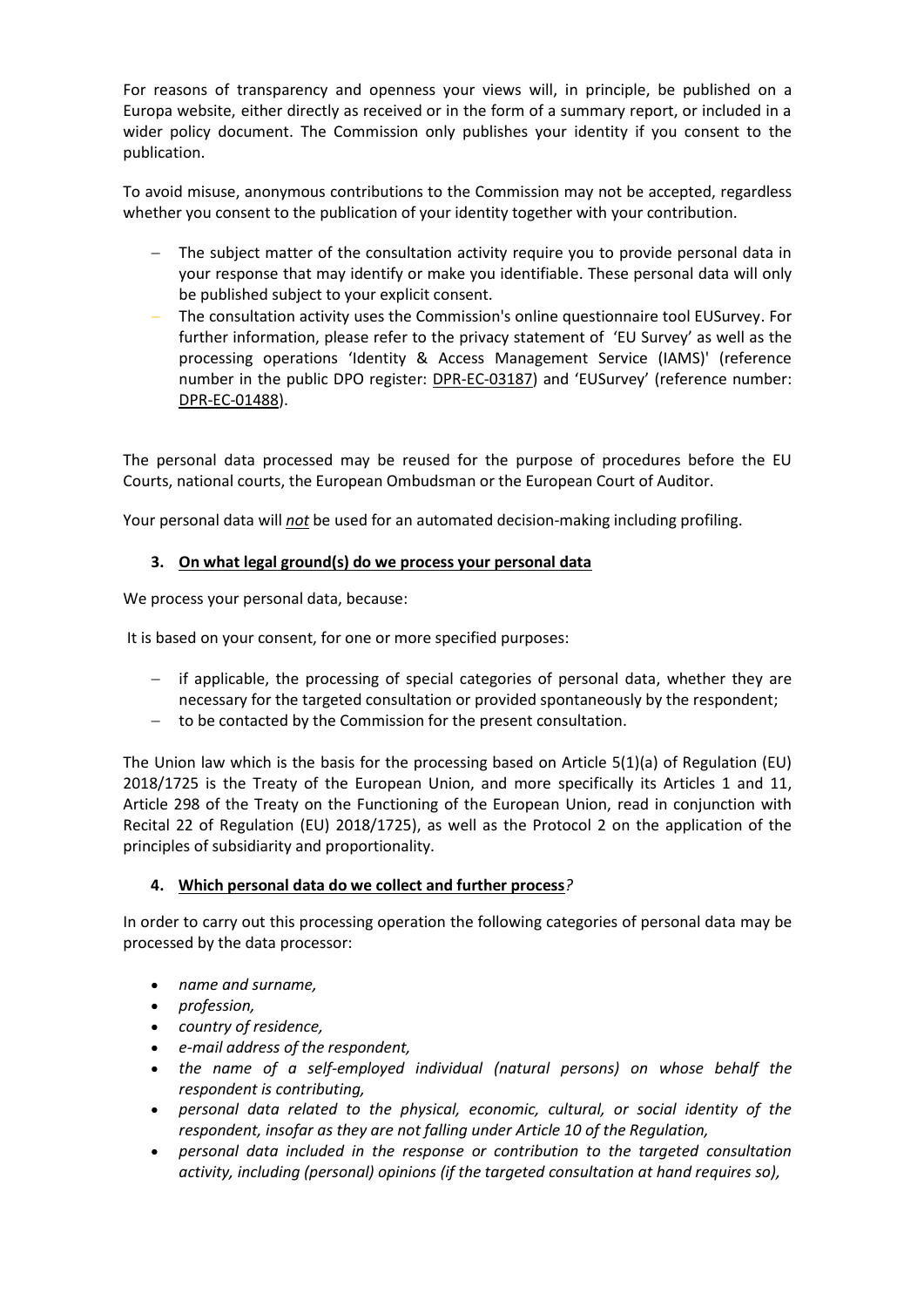For reasons of transparency and openness your views will, in principle, be published on a Europa website, either directly as received or in the form of a summary report, or included in a wider policy document. The Commission only publishes your identity if you consent to the publication.

To avoid misuse, anonymous contributions to the Commission may not be accepted, regardless whether you consent to the publication of your identity together with your contribution.

- The subject matter of the consultation activity require you to provide personal data in your response that may identify or make you identifiable. These personal data will only be published subject to your explicit consent.
- The consultation activity uses the Commission's online questionnaire tool EUSurvey. For further information, please refer to the privacy statement of 'EU Survey' as well as the processing operations 'Identity & Access Management Service (IAMS)' (reference number in the public DPO register: DPR-EC-03187) and 'EUSurvey' (reference number: DPR-EC-01488).

The personal data processed may be reused for the purpose of procedures before the EU Courts, national courts, the European Ombudsman or the European Court of Auditor.

Your personal data will ***not*** be used for an automated decision-making including profiling.

### 3. On what legal ground(s) do we process your personal data

We process your personal data, because:

It is based on your consent, for one or more specified purposes:

- if applicable, the processing of special categories of personal data, whether they are necessary for the targeted consultation or provided spontaneously by the respondent;
- to be contacted by the Commission for the present consultation.

The Union law which is the basis for the processing based on Article 5(1)(a) of Regulation (EU) 2018/1725 is the Treaty of the European Union, and more specifically its Articles 1 and 11, Article 298 of the Treaty on the Functioning of the European Union, read in conjunction with Recital 22 of Regulation (EU) 2018/1725), as well as the Protocol 2 on the application of the principles of subsidiarity and proportionality.

### 4. Which personal data do we collect and further process?

In order to carry out this processing operation the following categories of personal data may be processed by the data processor:

- *name and surname,*
- *profession,*
- *country of residence,*
- *e-mail address of the respondent,*
- *the name of a self-employed individual (natural persons) on whose behalf the respondent is contributing,*
- *personal data related to the physical, economic, cultural, or social identity of the respondent, insofar as they are not falling under Article 10 of the Regulation,*
- *personal data included in the response or contribution to the targeted consultation activity, including (personal) opinions (if the targeted consultation at hand requires so),*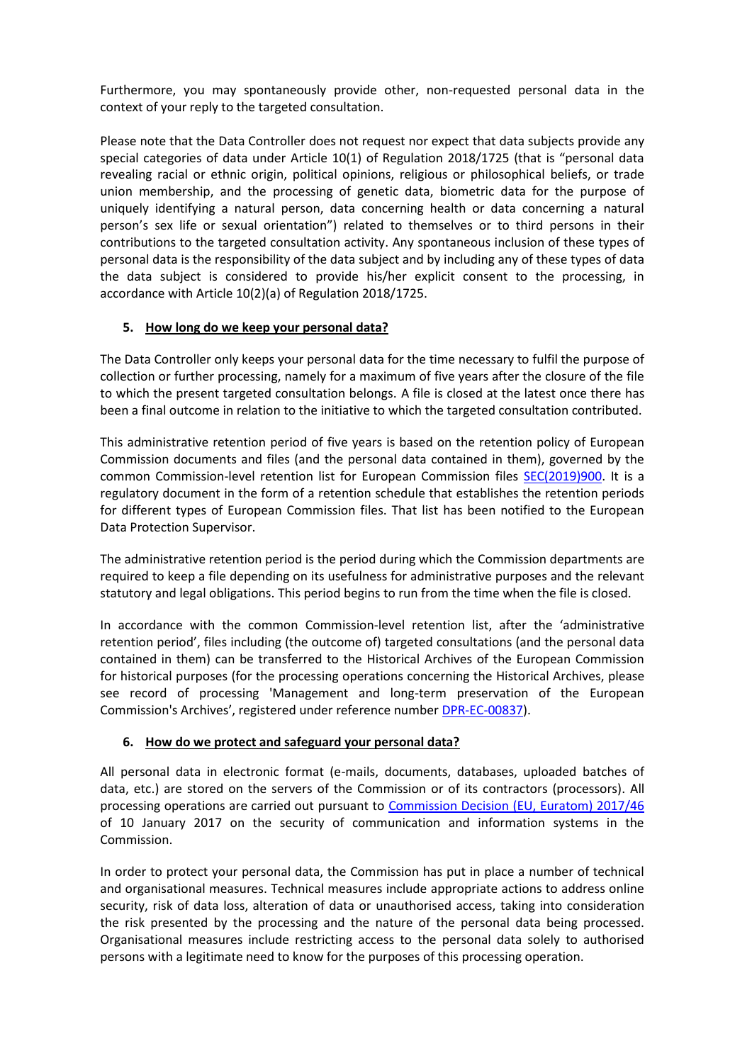Furthermore, you may spontaneously provide other, non-requested personal data in the context of your reply to the targeted consultation.

Please note that the Data Controller does not request nor expect that data subjects provide any special categories of data under Article 10(1) of Regulation 2018/1725 (that is "personal data revealing racial or ethnic origin, political opinions, religious or philosophical beliefs, or trade union membership, and the processing of genetic data, biometric data for the purpose of uniquely identifying a natural person, data concerning health or data concerning a natural person's sex life or sexual orientation") related to themselves or to third persons in their contributions to the targeted consultation activity. Any spontaneous inclusion of these types of personal data is the responsibility of the data subject and by including any of these types of data the data subject is considered to provide his/her explicit consent to the processing, in accordance with Article 10(2)(a) of Regulation 2018/1725.

## 5. How long do we keep your personal data?

The Data Controller only keeps your personal data for the time necessary to fulfil the purpose of collection or further processing, namely for a maximum of five years after the closure of the file to which the present targeted consultation belongs. A file is closed at the latest once there has been a final outcome in relation to the initiative to which the targeted consultation contributed.

This administrative retention period of five years is based on the retention policy of European Commission documents and files (and the personal data contained in them), governed by the common Commission-level retention list for European Commission files SEC(2019)900. It is a regulatory document in the form of a retention schedule that establishes the retention periods for different types of European Commission files. That list has been notified to the European Data Protection Supervisor.

The administrative retention period is the period during which the Commission departments are required to keep a file depending on its usefulness for administrative purposes and the relevant statutory and legal obligations. This period begins to run from the time when the file is closed.

In accordance with the common Commission-level retention list, after the 'administrative retention period', files including (the outcome of) targeted consultations (and the personal data contained in them) can be transferred to the Historical Archives of the European Commission for historical purposes (for the processing operations concerning the Historical Archives, please see record of processing 'Management and long-term preservation of the European Commission's Archives', registered under reference number DPR-EC-00837).

## 6. How do we protect and safeguard your personal data?

All personal data in electronic format (e-mails, documents, databases, uploaded batches of data, etc.) are stored on the servers of the Commission or of its contractors (processors). All processing operations are carried out pursuant to Commission Decision (EU, Euratom) 2017/46 of 10 January 2017 on the security of communication and information systems in the Commission.

In order to protect your personal data, the Commission has put in place a number of technical and organisational measures. Technical measures include appropriate actions to address online security, risk of data loss, alteration of data or unauthorised access, taking into consideration the risk presented by the processing and the nature of the personal data being processed. Organisational measures include restricting access to the personal data solely to authorised persons with a legitimate need to know for the purposes of this processing operation.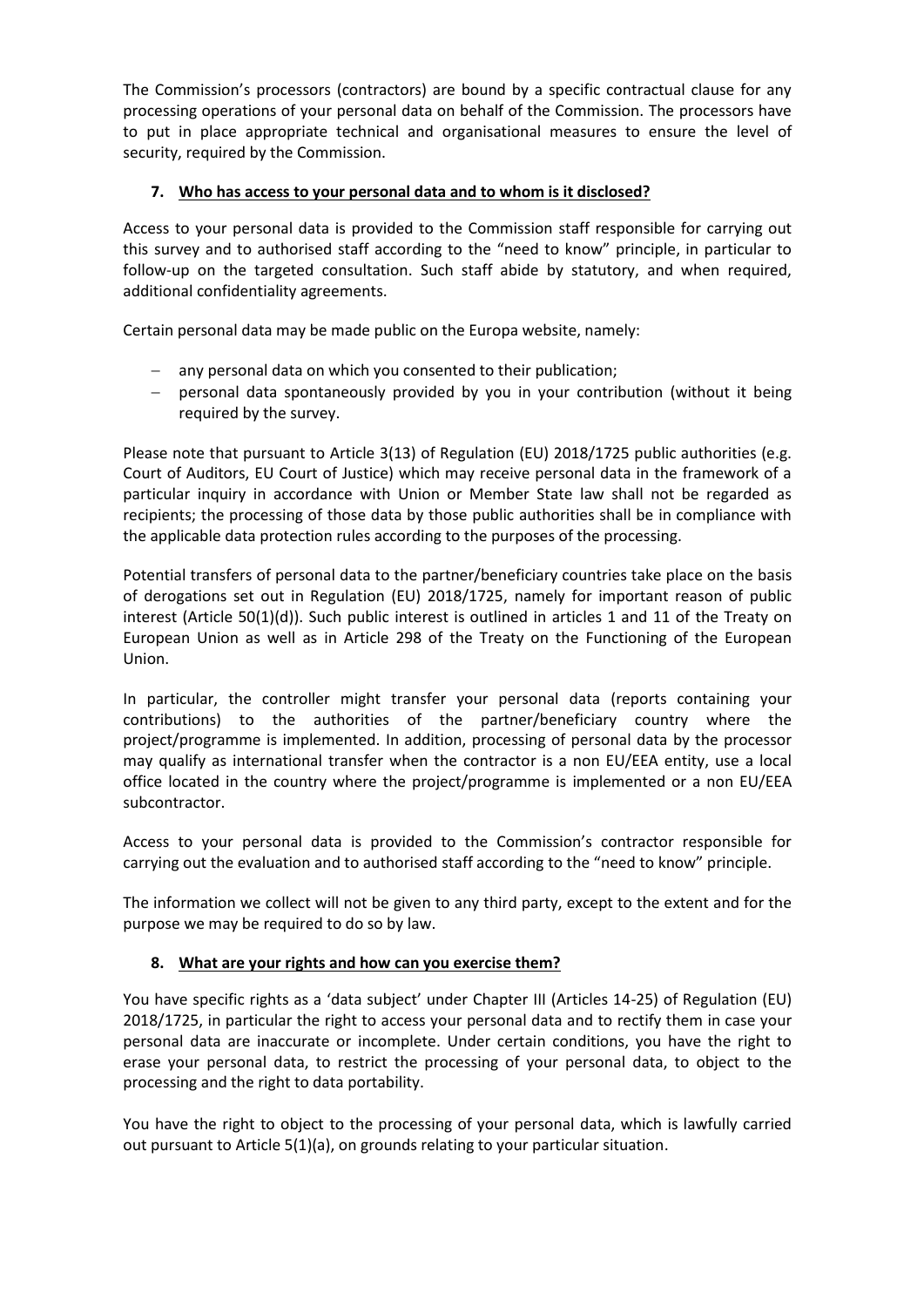The Commission's processors (contractors) are bound by a specific contractual clause for any processing operations of your personal data on behalf of the Commission. The processors have to put in place appropriate technical and organisational measures to ensure the level of security, required by the Commission.

## 7. Who has access to your personal data and to whom is it disclosed?

Access to your personal data is provided to the Commission staff responsible for carrying out this survey and to authorised staff according to the "need to know" principle, in particular to follow-up on the targeted consultation. Such staff abide by statutory, and when required, additional confidentiality agreements.

Certain personal data may be made public on the Europa website, namely:

- any personal data on which you consented to their publication;
- personal data spontaneously provided by you in your contribution (without it being required by the survey.

Please note that pursuant to Article 3(13) of Regulation (EU) 2018/1725 public authorities (e.g. Court of Auditors, EU Court of Justice) which may receive personal data in the framework of a particular inquiry in accordance with Union or Member State law shall not be regarded as recipients; the processing of those data by those public authorities shall be in compliance with the applicable data protection rules according to the purposes of the processing.

Potential transfers of personal data to the partner/beneficiary countries take place on the basis of derogations set out in Regulation (EU) 2018/1725, namely for important reason of public interest (Article 50(1)(d)). Such public interest is outlined in articles 1 and 11 of the Treaty on European Union as well as in Article 298 of the Treaty on the Functioning of the European Union.

In particular, the controller might transfer your personal data (reports containing your contributions) to the authorities of the partner/beneficiary country where the project/programme is implemented. In addition, processing of personal data by the processor may qualify as international transfer when the contractor is a non EU/EEA entity, use a local office located in the country where the project/programme is implemented or a non EU/EEA subcontractor.

Access to your personal data is provided to the Commission's contractor responsible for carrying out the evaluation and to authorised staff according to the "need to know" principle.

The information we collect will not be given to any third party, except to the extent and for the purpose we may be required to do so by law.

## 8. What are your rights and how can you exercise them?

You have specific rights as a 'data subject' under Chapter III (Articles 14-25) of Regulation (EU) 2018/1725, in particular the right to access your personal data and to rectify them in case your personal data are inaccurate or incomplete. Under certain conditions, you have the right to erase your personal data, to restrict the processing of your personal data, to object to the processing and the right to data portability.

You have the right to object to the processing of your personal data, which is lawfully carried out pursuant to Article 5(1)(a), on grounds relating to your particular situation.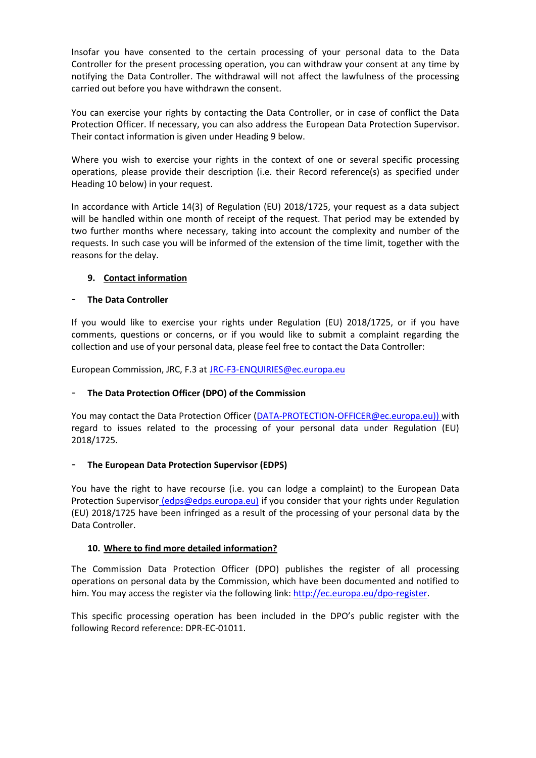Insofar you have consented to the certain processing of your personal data to the Data Controller for the present processing operation, you can withdraw your consent at any time by notifying the Data Controller. The withdrawal will not affect the lawfulness of the processing carried out before you have withdrawn the consent.

You can exercise your rights by contacting the Data Controller, or in case of conflict the Data Protection Officer. If necessary, you can also address the European Data Protection Supervisor. Their contact information is given under Heading 9 below.

Where you wish to exercise your rights in the context of one or several specific processing operations, please provide their description (i.e. their Record reference(s) as specified under Heading 10 below) in your request.

In accordance with Article 14(3) of Regulation (EU) 2018/1725, your request as a data subject will be handled within one month of receipt of the request. That period may be extended by two further months where necessary, taking into account the complexity and number of the requests. In such case you will be informed of the extension of the time limit, together with the reasons for the delay.

## 9. Contact information

- **The Data Controller**

If you would like to exercise your rights under Regulation (EU) 2018/1725, or if you have comments, questions or concerns, or if you would like to submit a complaint regarding the collection and use of your personal data, please feel free to contact the Data Controller:

European Commission, JRC, F.3 at JRC-F3-ENQUIRIES@ec.europa.eu

- **The Data Protection Officer (DPO) of the Commission**

You may contact the Data Protection Officer (DATA-PROTECTION-OFFICER@ec.europa.eu)) with regard to issues related to the processing of your personal data under Regulation (EU) 2018/1725.

- **The European Data Protection Supervisor (EDPS)**

You have the right to have recourse (i.e. you can lodge a complaint) to the European Data Protection Supervisor (edps@edps.europa.eu) if you consider that your rights under Regulation (EU) 2018/1725 have been infringed as a result of the processing of your personal data by the Data Controller.

## 10. Where to find more detailed information?

The Commission Data Protection Officer (DPO) publishes the register of all processing operations on personal data by the Commission, which have been documented and notified to him. You may access the register via the following link: http://ec.europa.eu/dpo-register.

This specific processing operation has been included in the DPO's public register with the following Record reference: DPR-EC-01011.